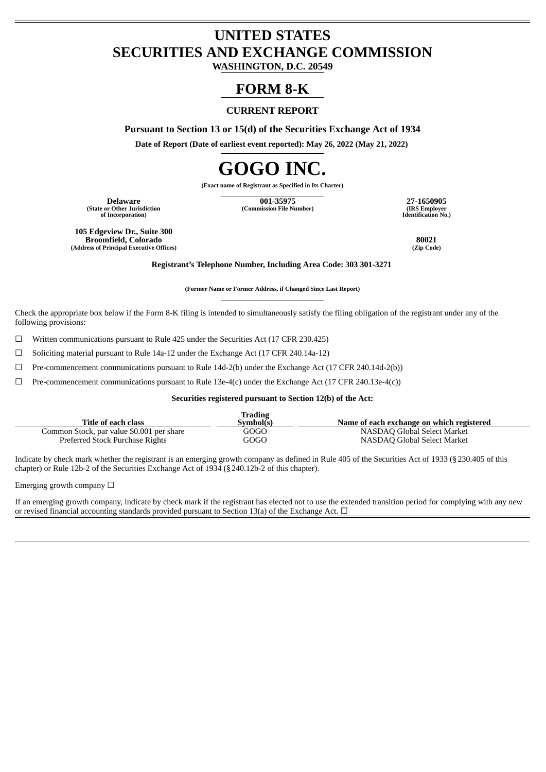# UNITED STATES
# SECURITIES AND EXCHANGE COMMISSION

**WASHINGTON, D.C. 20549**

# FORM 8-K

**CURRENT REPORT**

**Pursuant to Section 13 or 15(d) of the Securities Exchange Act of 1934**

**Date of Report (Date of earliest event reported): May 26, 2022 (May 21, 2022)**

# GOGO INC.

**(Exact name of Registrant as Specified in Its Charter)**

| **Delaware** | **001-35975** | **27-1650905** |
|---|---|---|
| **(State or Other Jurisdiction of Incorporation)** | **(Commission File Number)** | **(IRS Employer Identification No.)** |

| **105 Edgeview Dr., Suite 300 Broomfield, Colorado** | **80021** |
|---|---|
| **(Address of Principal Executive Offices)** | **(Zip Code)** |

**Registrant's Telephone Number, Including Area Code: 303 301-3271**

**(Former Name or Former Address, if Changed Since Last Report)**

Check the appropriate box below if the Form 8-K filing is intended to simultaneously satisfy the filing obligation of the registrant under any of the following provisions:

☐ Written communications pursuant to Rule 425 under the Securities Act (17 CFR 230.425)

☐ Soliciting material pursuant to Rule 14a-12 under the Exchange Act (17 CFR 240.14a-12)

☐ Pre-commencement communications pursuant to Rule 14d-2(b) under the Exchange Act (17 CFR 240.14d-2(b))

☐ Pre-commencement communications pursuant to Rule 13e-4(c) under the Exchange Act (17 CFR 240.13e-4(c))

**Securities registered pursuant to Section 12(b) of the Act:**

| Title of each class | Trading Symbol(s) | Name of each exchange on which registered |
|---|---|---|
| Common Stock, par value $0.001 per share | GOGO | NASDAQ Global Select Market |
| Preferred Stock Purchase Rights | GOGO | NASDAQ Global Select Market |

Indicate by check mark whether the registrant is an emerging growth company as defined in Rule 405 of the Securities Act of 1933 (§230.405 of this chapter) or Rule 12b-2 of the Securities Exchange Act of 1934 (§240.12b-2 of this chapter).

Emerging growth company ☐

If an emerging growth company, indicate by check mark if the registrant has elected not to use the extended transition period for complying with any new or revised financial accounting standards provided pursuant to Section 13(a) of the Exchange Act. ☐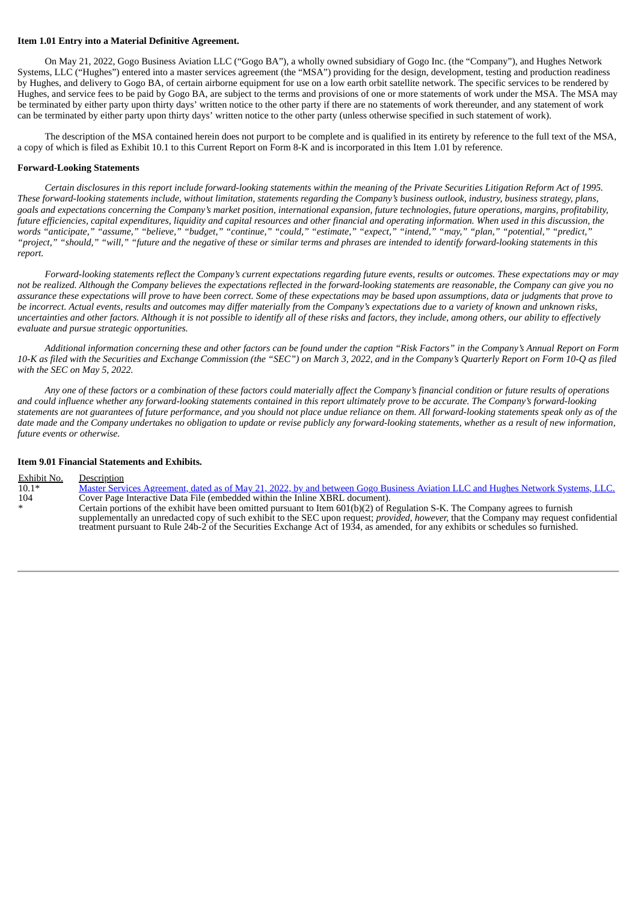**Item 1.01 Entry into a Material Definitive Agreement.**

On May 21, 2022, Gogo Business Aviation LLC ("Gogo BA"), a wholly owned subsidiary of Gogo Inc. (the "Company"), and Hughes Network Systems, LLC ("Hughes") entered into a master services agreement (the "MSA") providing for the design, development, testing and production readiness by Hughes, and delivery to Gogo BA, of certain airborne equipment for use on a low earth orbit satellite network. The specific services to be rendered by Hughes, and service fees to be paid by Gogo BA, are subject to the terms and provisions of one or more statements of work under the MSA. The MSA may be terminated by either party upon thirty days' written notice to the other party if there are no statements of work thereunder, and any statement of work can be terminated by either party upon thirty days' written notice to the other party (unless otherwise specified in such statement of work).

The description of the MSA contained herein does not purport to be complete and is qualified in its entirety by reference to the full text of the MSA, a copy of which is filed as Exhibit 10.1 to this Current Report on Form 8-K and is incorporated in this Item 1.01 by reference.

**Forward-Looking Statements**

*Certain disclosures in this report include forward-looking statements within the meaning of the Private Securities Litigation Reform Act of 1995. These forward-looking statements include, without limitation, statements regarding the Company's business outlook, industry, business strategy, plans, goals and expectations concerning the Company's market position, international expansion, future technologies, future operations, margins, profitability, future efficiencies, capital expenditures, liquidity and capital resources and other financial and operating information. When used in this discussion, the words "anticipate," "assume," "believe," "budget," "continue," "could," "estimate," "expect," "intend," "may," "plan," "potential," "predict," "project," "should," "will," "future and the negative of these or similar terms and phrases are intended to identify forward-looking statements in this report.*

*Forward-looking statements reflect the Company's current expectations regarding future events, results or outcomes. These expectations may or may not be realized. Although the Company believes the expectations reflected in the forward-looking statements are reasonable, the Company can give you no assurance these expectations will prove to have been correct. Some of these expectations may be based upon assumptions, data or judgments that prove to be incorrect. Actual events, results and outcomes may differ materially from the Company's expectations due to a variety of known and unknown risks, uncertainties and other factors. Although it is not possible to identify all of these risks and factors, they include, among others, our ability to effectively evaluate and pursue strategic opportunities.*

*Additional information concerning these and other factors can be found under the caption "Risk Factors" in the Company's Annual Report on Form 10-K as filed with the Securities and Exchange Commission (the "SEC") on March 3, 2022, and in the Company's Quarterly Report on Form 10-Q as filed with the SEC on May 5, 2022.*

*Any one of these factors or a combination of these factors could materially affect the Company's financial condition or future results of operations and could influence whether any forward-looking statements contained in this report ultimately prove to be accurate. The Company's forward-looking statements are not guarantees of future performance, and you should not place undue reliance on them. All forward-looking statements speak only as of the date made and the Company undertakes no obligation to update or revise publicly any forward-looking statements, whether as a result of new information, future events or otherwise.*

**Item 9.01 Financial Statements and Exhibits.**

| Exhibit No. | Description |
|---|---|
| 10.1* | Master Services Agreement, dated as of May 21, 2022, by and between Gogo Business Aviation LLC and Hughes Network Systems, LLC. |
| 104 | Cover Page Interactive Data File (embedded within the Inline XBRL document). |
| * | Certain portions of the exhibit have been omitted pursuant to Item 601(b)(2) of Regulation S-K. The Company agrees to furnish supplementally an unredacted copy of such exhibit to the SEC upon request; *provided, however,* that the Company may request confidential treatment pursuant to Rule 24b-2 of the Securities Exchange Act of 1934, as amended, for any exhibits or schedules so furnished. |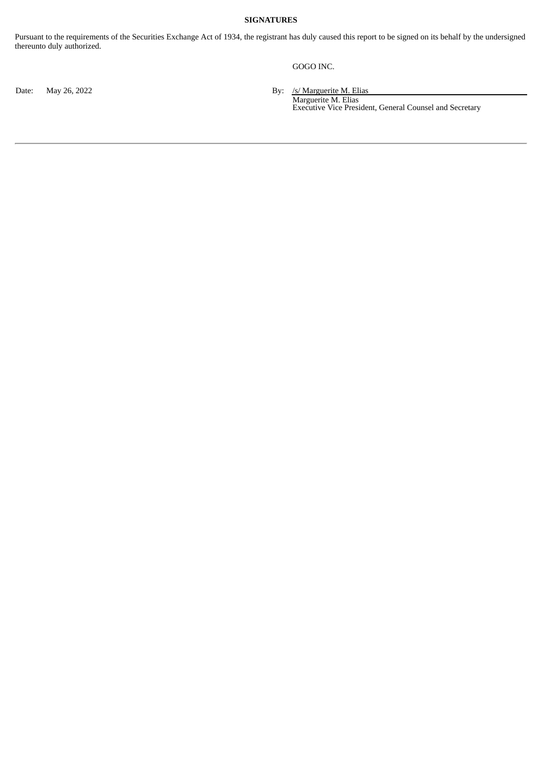**SIGNATURES**

Pursuant to the requirements of the Securities Exchange Act of 1934, the registrant has duly caused this report to be signed on its behalf by the undersigned thereunto duly authorized.

GOGO INC.

Date: May 26, 2022

By: /s/ Marguerite M. Elias
Marguerite M. Elias
Executive Vice President, General Counsel and Secretary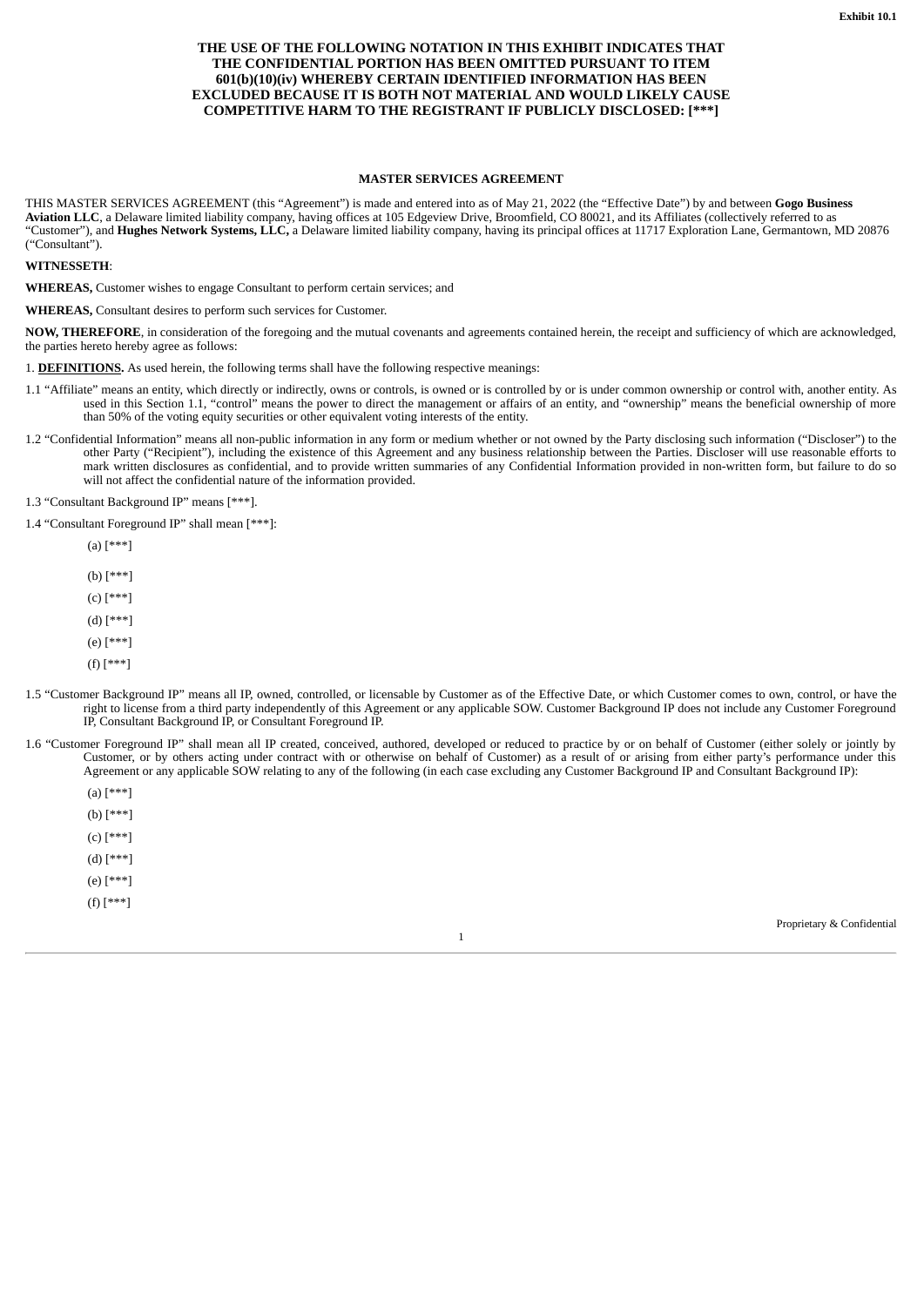**Exhibit 10.1**

**THE USE OF THE FOLLOWING NOTATION IN THIS EXHIBIT INDICATES THAT THE CONFIDENTIAL PORTION HAS BEEN OMITTED PURSUANT TO ITEM 601(b)(10)(iv) WHEREBY CERTAIN IDENTIFIED INFORMATION HAS BEEN EXCLUDED BECAUSE IT IS BOTH NOT MATERIAL AND WOULD LIKELY CAUSE COMPETITIVE HARM TO THE REGISTRANT IF PUBLICLY DISCLOSED: [***]**

# MASTER SERVICES AGREEMENT

THIS MASTER SERVICES AGREEMENT (this "Agreement") is made and entered into as of May 21, 2022 (the "Effective Date") by and between **Gogo Business Aviation LLC**, a Delaware limited liability company, having offices at 105 Edgeview Drive, Broomfield, CO 80021, and its Affiliates (collectively referred to as "Customer"), and **Hughes Network Systems, LLC,** a Delaware limited liability company, having its principal offices at 11717 Exploration Lane, Germantown, MD 20876 ("Consultant").

**WITNESSETH**:

**WHEREAS,** Customer wishes to engage Consultant to perform certain services; and

**WHEREAS,** Consultant desires to perform such services for Customer.

**NOW, THEREFORE**, in consideration of the foregoing and the mutual covenants and agreements contained herein, the receipt and sufficiency of which are acknowledged, the parties hereto hereby agree as follows:

1. **DEFINITIONS.** As used herein, the following terms shall have the following respective meanings:

1.1 "Affiliate" means an entity, which directly or indirectly, owns or controls, is owned or is controlled by or is under common ownership or control with, another entity. As used in this Section 1.1, "control" means the power to direct the management or affairs of an entity, and "ownership" means the beneficial ownership of more than 50% of the voting equity securities or other equivalent voting interests of the entity.

1.2 "Confidential Information" means all non-public information in any form or medium whether or not owned by the Party disclosing such information ("Discloser") to the other Party ("Recipient"), including the existence of this Agreement and any business relationship between the Parties. Discloser will use reasonable efforts to mark written disclosures as confidential, and to provide written summaries of any Confidential Information provided in non-written form, but failure to do so will not affect the confidential nature of the information provided.

1.3 "Consultant Background IP" means [***].

1.4 "Consultant Foreground IP" shall mean [***]:

(a) [***]

(b) [***]

(c) [***]

(d) [***]

(e) [***]

(f) [***]

1.5 "Customer Background IP" means all IP, owned, controlled, or licensable by Customer as of the Effective Date, or which Customer comes to own, control, or have the right to license from a third party independently of this Agreement or any applicable SOW. Customer Background IP does not include any Customer Foreground IP, Consultant Background IP, or Consultant Foreground IP.

1.6 "Customer Foreground IP" shall mean all IP created, conceived, authored, developed or reduced to practice by or on behalf of Customer (either solely or jointly by Customer, or by others acting under contract with or otherwise on behalf of Customer) as a result of or arising from either party's performance under this Agreement or any applicable SOW relating to any of the following (in each case excluding any Customer Background IP and Consultant Background IP):

(a) [***]

(b) [***]

(c) [***]

(d) [***]

(e) [***]

(f) [***]

Proprietary & Confidential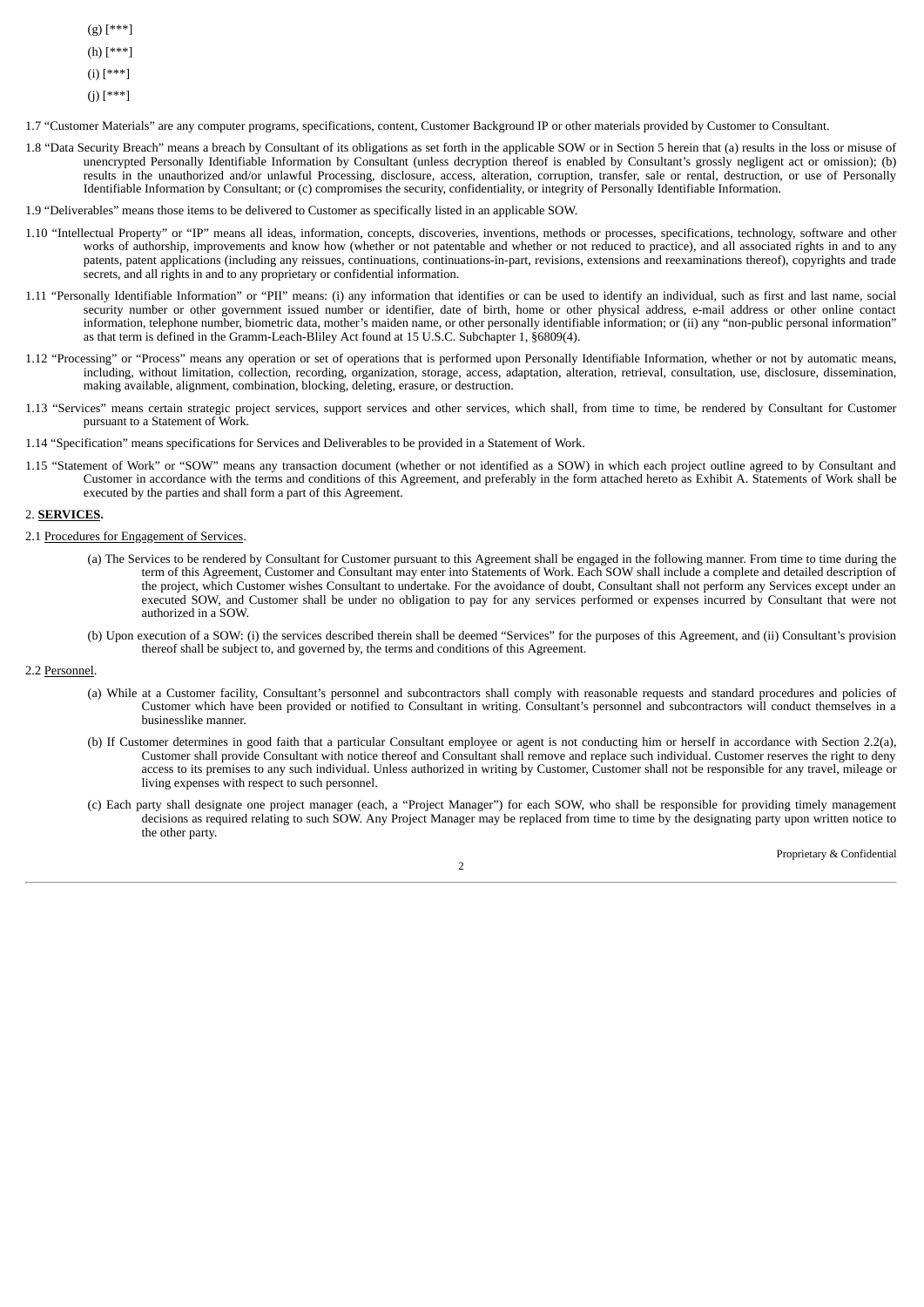(g) [***]

(h) [***]

(i) [***]

(j) [***]

1.7 “Customer Materials” are any computer programs, specifications, content, Customer Background IP or other materials provided by Customer to Consultant.

1.8 “Data Security Breach” means a breach by Consultant of its obligations as set forth in the applicable SOW or in Section 5 herein that (a) results in the loss or misuse of unencrypted Personally Identifiable Information by Consultant (unless decryption thereof is enabled by Consultant’s grossly negligent act or omission); (b) results in the unauthorized and/or unlawful Processing, disclosure, access, alteration, corruption, transfer, sale or rental, destruction, or use of Personally Identifiable Information by Consultant; or (c) compromises the security, confidentiality, or integrity of Personally Identifiable Information.

1.9 “Deliverables” means those items to be delivered to Customer as specifically listed in an applicable SOW.

1.10 “Intellectual Property” or “IP” means all ideas, information, concepts, discoveries, inventions, methods or processes, specifications, technology, software and other works of authorship, improvements and know how (whether or not patentable and whether or not reduced to practice), and all associated rights in and to any patents, patent applications (including any reissues, continuations, continuations-in-part, revisions, extensions and reexaminations thereof), copyrights and trade secrets, and all rights in and to any proprietary or confidential information.

1.11 “Personally Identifiable Information” or “PII” means: (i) any information that identifies or can be used to identify an individual, such as first and last name, social security number or other government issued number or identifier, date of birth, home or other physical address, e-mail address or other online contact information, telephone number, biometric data, mother’s maiden name, or other personally identifiable information; or (ii) any “non-public personal information” as that term is defined in the Gramm-Leach-Bliley Act found at 15 U.S.C. Subchapter 1, §6809(4).

1.12 “Processing” or “Process” means any operation or set of operations that is performed upon Personally Identifiable Information, whether or not by automatic means, including, without limitation, collection, recording, organization, storage, access, adaptation, alteration, retrieval, consultation, use, disclosure, dissemination, making available, alignment, combination, blocking, deleting, erasure, or destruction.

1.13 “Services” means certain strategic project services, support services and other services, which shall, from time to time, be rendered by Consultant for Customer pursuant to a Statement of Work.

1.14 “Specification” means specifications for Services and Deliverables to be provided in a Statement of Work.

1.15 “Statement of Work” or “SOW” means any transaction document (whether or not identified as a SOW) in which each project outline agreed to by Consultant and Customer in accordance with the terms and conditions of this Agreement, and preferably in the form attached hereto as Exhibit A. Statements of Work shall be executed by the parties and shall form a part of this Agreement.

2. **SERVICES.**

2.1 Procedures for Engagement of Services.

(a) The Services to be rendered by Consultant for Customer pursuant to this Agreement shall be engaged in the following manner. From time to time during the term of this Agreement, Customer and Consultant may enter into Statements of Work. Each SOW shall include a complete and detailed description of the project, which Customer wishes Consultant to undertake. For the avoidance of doubt, Consultant shall not perform any Services except under an executed SOW, and Customer shall be under no obligation to pay for any services performed or expenses incurred by Consultant that were not authorized in a SOW.

(b) Upon execution of a SOW: (i) the services described therein shall be deemed “Services” for the purposes of this Agreement, and (ii) Consultant’s provision thereof shall be subject to, and governed by, the terms and conditions of this Agreement.

2.2 Personnel.

(a) While at a Customer facility, Consultant’s personnel and subcontractors shall comply with reasonable requests and standard procedures and policies of Customer which have been provided or notified to Consultant in writing. Consultant’s personnel and subcontractors will conduct themselves in a businesslike manner.

(b) If Customer determines in good faith that a particular Consultant employee or agent is not conducting him or herself in accordance with Section 2.2(a), Customer shall provide Consultant with notice thereof and Consultant shall remove and replace such individual. Customer reserves the right to deny access to its premises to any such individual. Unless authorized in writing by Customer, Customer shall not be responsible for any travel, mileage or living expenses with respect to such personnel.

(c) Each party shall designate one project manager (each, a “Project Manager”) for each SOW, who shall be responsible for providing timely management decisions as required relating to such SOW. Any Project Manager may be replaced from time to time by the designating party upon written notice to the other party.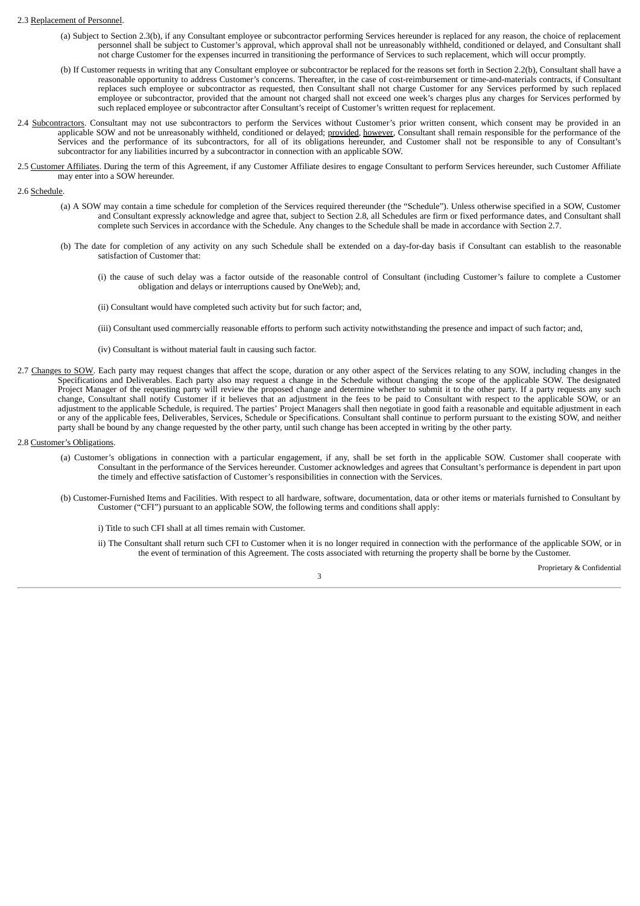2.3 Replacement of Personnel.

(a) Subject to Section 2.3(b), if any Consultant employee or subcontractor performing Services hereunder is replaced for any reason, the choice of replacement personnel shall be subject to Customer's approval, which approval shall not be unreasonably withheld, conditioned or delayed, and Consultant shall not charge Customer for the expenses incurred in transitioning the performance of Services to such replacement, which will occur promptly.

(b) If Customer requests in writing that any Consultant employee or subcontractor be replaced for the reasons set forth in Section 2.2(b), Consultant shall have a reasonable opportunity to address Customer's concerns. Thereafter, in the case of cost-reimbursement or time-and-materials contracts, if Consultant replaces such employee or subcontractor as requested, then Consultant shall not charge Customer for any Services performed by such replaced employee or subcontractor, provided that the amount not charged shall not exceed one week's charges plus any charges for Services performed by such replaced employee or subcontractor after Consultant's receipt of Customer's written request for replacement.

2.4 Subcontractors. Consultant may not use subcontractors to perform the Services without Customer's prior written consent, which consent may be provided in an applicable SOW and not be unreasonably withheld, conditioned or delayed; provided, however, Consultant shall remain responsible for the performance of the Services and the performance of its subcontractors, for all of its obligations hereunder, and Customer shall not be responsible to any of Consultant's subcontractor for any liabilities incurred by a subcontractor in connection with an applicable SOW.

2.5 Customer Affiliates. During the term of this Agreement, if any Customer Affiliate desires to engage Consultant to perform Services hereunder, such Customer Affiliate may enter into a SOW hereunder.

2.6 Schedule.

(a) A SOW may contain a time schedule for completion of the Services required thereunder (the "Schedule"). Unless otherwise specified in a SOW, Customer and Consultant expressly acknowledge and agree that, subject to Section 2.8, all Schedules are firm or fixed performance dates, and Consultant shall complete such Services in accordance with the Schedule. Any changes to the Schedule shall be made in accordance with Section 2.7.

(b) The date for completion of any activity on any such Schedule shall be extended on a day-for-day basis if Consultant can establish to the reasonable satisfaction of Customer that:

(i) the cause of such delay was a factor outside of the reasonable control of Consultant (including Customer's failure to complete a Customer obligation and delays or interruptions caused by OneWeb); and,

(ii) Consultant would have completed such activity but for such factor; and,

(iii) Consultant used commercially reasonable efforts to perform such activity notwithstanding the presence and impact of such factor; and,

(iv) Consultant is without material fault in causing such factor.

2.7 Changes to SOW. Each party may request changes that affect the scope, duration or any other aspect of the Services relating to any SOW, including changes in the Specifications and Deliverables. Each party also may request a change in the Schedule without changing the scope of the applicable SOW. The designated Project Manager of the requesting party will review the proposed change and determine whether to submit it to the other party. If a party requests any such change, Consultant shall notify Customer if it believes that an adjustment in the fees to be paid to Consultant with respect to the applicable SOW, or an adjustment to the applicable Schedule, is required. The parties' Project Managers shall then negotiate in good faith a reasonable and equitable adjustment in each or any of the applicable fees, Deliverables, Services, Schedule or Specifications. Consultant shall continue to perform pursuant to the existing SOW, and neither party shall be bound by any change requested by the other party, until such change has been accepted in writing by the other party.

2.8 Customer's Obligations.

(a) Customer's obligations in connection with a particular engagement, if any, shall be set forth in the applicable SOW. Customer shall cooperate with Consultant in the performance of the Services hereunder. Customer acknowledges and agrees that Consultant's performance is dependent in part upon the timely and effective satisfaction of Customer's responsibilities in connection with the Services.

(b) Customer-Furnished Items and Facilities. With respect to all hardware, software, documentation, data or other items or materials furnished to Consultant by Customer ("CFI") pursuant to an applicable SOW, the following terms and conditions shall apply:

i) Title to such CFI shall at all times remain with Customer.

ii) The Consultant shall return such CFI to Customer when it is no longer required in connection with the performance of the applicable SOW, or in the event of termination of this Agreement. The costs associated with returning the property shall be borne by the Customer.

Proprietary & Confidential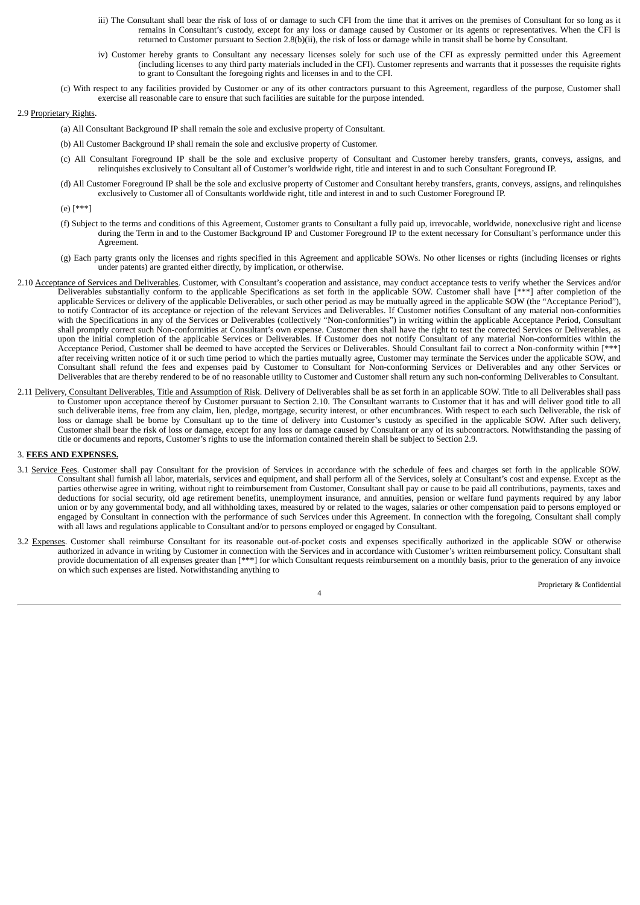iii) The Consultant shall bear the risk of loss of or damage to such CFI from the time that it arrives on the premises of Consultant for so long as it remains in Consultant's custody, except for any loss or damage caused by Customer or its agents or representatives. When the CFI is returned to Customer pursuant to Section 2.8(b)(ii), the risk of loss or damage while in transit shall be borne by Consultant.

iv) Customer hereby grants to Consultant any necessary licenses solely for such use of the CFI as expressly permitted under this Agreement (including licenses to any third party materials included in the CFI). Customer represents and warrants that it possesses the requisite rights to grant to Consultant the foregoing rights and licenses in and to the CFI.

(c) With respect to any facilities provided by Customer or any of its other contractors pursuant to this Agreement, regardless of the purpose, Customer shall exercise all reasonable care to ensure that such facilities are suitable for the purpose intended.

2.9 Proprietary Rights.

(a) All Consultant Background IP shall remain the sole and exclusive property of Consultant.

(b) All Customer Background IP shall remain the sole and exclusive property of Customer.

(c) All Consultant Foreground IP shall be the sole and exclusive property of Consultant and Customer hereby transfers, grants, conveys, assigns, and relinquishes exclusively to Consultant all of Customer's worldwide right, title and interest in and to such Consultant Foreground IP.

(d) All Customer Foreground IP shall be the sole and exclusive property of Customer and Consultant hereby transfers, grants, conveys, assigns, and relinquishes exclusively to Customer all of Consultants worldwide right, title and interest in and to such Customer Foreground IP.

(e) [***]

(f) Subject to the terms and conditions of this Agreement, Customer grants to Consultant a fully paid up, irrevocable, worldwide, nonexclusive right and license during the Term in and to the Customer Background IP and Customer Foreground IP to the extent necessary for Consultant's performance under this Agreement.

(g) Each party grants only the licenses and rights specified in this Agreement and applicable SOWs. No other licenses or rights (including licenses or rights under patents) are granted either directly, by implication, or otherwise.

2.10 Acceptance of Services and Deliverables. Customer, with Consultant's cooperation and assistance, may conduct acceptance tests to verify whether the Services and/or Deliverables substantially conform to the applicable Specifications as set forth in the applicable SOW. Customer shall have [***] after completion of the applicable Services or delivery of the applicable Deliverables, or such other period as may be mutually agreed in the applicable SOW (the "Acceptance Period"), to notify Contractor of its acceptance or rejection of the relevant Services and Deliverables. If Customer notifies Consultant of any material non-conformities with the Specifications in any of the Services or Deliverables (collectively "Non-conformities") in writing within the applicable Acceptance Period, Consultant shall promptly correct such Non-conformities at Consultant's own expense. Customer then shall have the right to test the corrected Services or Deliverables, as upon the initial completion of the applicable Services or Deliverables. If Customer does not notify Consultant of any material Non-conformities within the Acceptance Period, Customer shall be deemed to have accepted the Services or Deliverables. Should Consultant fail to correct a Non-conformity within [***] after receiving written notice of it or such time period to which the parties mutually agree, Customer may terminate the Services under the applicable SOW, and Consultant shall refund the fees and expenses paid by Customer to Consultant for Non-conforming Services or Deliverables and any other Services or Deliverables that are thereby rendered to be of no reasonable utility to Customer and Customer shall return any such non-conforming Deliverables to Consultant.

2.11 Delivery, Consultant Deliverables, Title and Assumption of Risk. Delivery of Deliverables shall be as set forth in an applicable SOW. Title to all Deliverables shall pass to Customer upon acceptance thereof by Customer pursuant to Section 2.10. The Consultant warrants to Customer that it has and will deliver good title to all such deliverable items, free from any claim, lien, pledge, mortgage, security interest, or other encumbrances. With respect to each such Deliverable, the risk of loss or damage shall be borne by Consultant up to the time of delivery into Customer's custody as specified in the applicable SOW. After such delivery, Customer shall bear the risk of loss or damage, except for any loss or damage caused by Consultant or any of its subcontractors. Notwithstanding the passing of title or documents and reports, Customer's rights to use the information contained therein shall be subject to Section 2.9.

## 3. FEES AND EXPENSES.

3.1 Service Fees. Customer shall pay Consultant for the provision of Services in accordance with the schedule of fees and charges set forth in the applicable SOW. Consultant shall furnish all labor, materials, services and equipment, and shall perform all of the Services, solely at Consultant's cost and expense. Except as the parties otherwise agree in writing, without right to reimbursement from Customer, Consultant shall pay or cause to be paid all contributions, payments, taxes and deductions for social security, old age retirement benefits, unemployment insurance, and annuities, pension or welfare fund payments required by any labor union or by any governmental body, and all withholding taxes, measured by or related to the wages, salaries or other compensation paid to persons employed or engaged by Consultant in connection with the performance of such Services under this Agreement. In connection with the foregoing, Consultant shall comply with all laws and regulations applicable to Consultant and/or to persons employed or engaged by Consultant.

3.2 Expenses. Customer shall reimburse Consultant for its reasonable out-of-pocket costs and expenses specifically authorized in the applicable SOW or otherwise authorized in advance in writing by Customer in connection with the Services and in accordance with Customer's written reimbursement policy. Consultant shall provide documentation of all expenses greater than [***] for which Consultant requests reimbursement on a monthly basis, prior to the generation of any invoice on which such expenses are listed. Notwithstanding anything to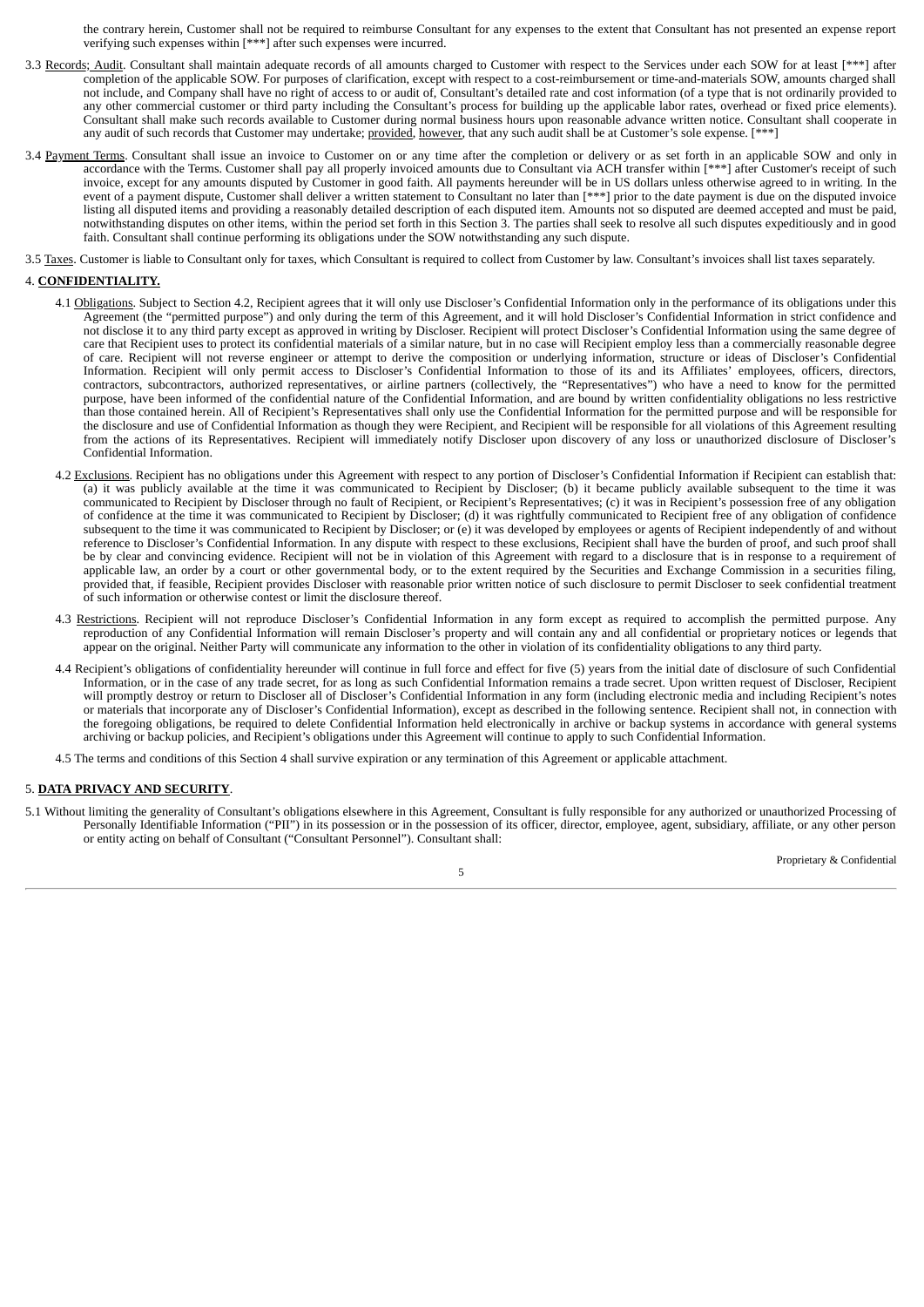the contrary herein, Customer shall not be required to reimburse Consultant for any expenses to the extent that Consultant has not presented an expense report verifying such expenses within [***] after such expenses were incurred.

3.3 Records; Audit. Consultant shall maintain adequate records of all amounts charged to Customer with respect to the Services under each SOW for at least [***] after completion of the applicable SOW. For purposes of clarification, except with respect to a cost-reimbursement or time-and-materials SOW, amounts charged shall not include, and Company shall have no right of access to or audit of, Consultant's detailed rate and cost information (of a type that is not ordinarily provided to any other commercial customer or third party including the Consultant's process for building up the applicable labor rates, overhead or fixed price elements). Consultant shall make such records available to Customer during normal business hours upon reasonable advance written notice. Consultant shall cooperate in any audit of such records that Customer may undertake; provided, however, that any such audit shall be at Customer's sole expense. [***]

3.4 Payment Terms. Consultant shall issue an invoice to Customer on or any time after the completion or delivery or as set forth in an applicable SOW and only in accordance with the Terms. Customer shall pay all properly invoiced amounts due to Consultant via ACH transfer within [***] after Customer's receipt of such invoice, except for any amounts disputed by Customer in good faith. All payments hereunder will be in US dollars unless otherwise agreed to in writing. In the event of a payment dispute, Customer shall deliver a written statement to Consultant no later than [***] prior to the date payment is due on the disputed invoice listing all disputed items and providing a reasonably detailed description of each disputed item. Amounts not so disputed are deemed accepted and must be paid, notwithstanding disputes on other items, within the period set forth in this Section 3. The parties shall seek to resolve all such disputes expeditiously and in good faith. Consultant shall continue performing its obligations under the SOW notwithstanding any such dispute.

3.5 Taxes. Customer is liable to Consultant only for taxes, which Consultant is required to collect from Customer by law. Consultant's invoices shall list taxes separately.

4. **CONFIDENTIALITY.**

4.1 Obligations. Subject to Section 4.2, Recipient agrees that it will only use Discloser's Confidential Information only in the performance of its obligations under this Agreement (the "permitted purpose") and only during the term of this Agreement, and it will hold Discloser's Confidential Information in strict confidence and not disclose it to any third party except as approved in writing by Discloser. Recipient will protect Discloser's Confidential Information using the same degree of care that Recipient uses to protect its confidential materials of a similar nature, but in no case will Recipient employ less than a commercially reasonable degree of care. Recipient will not reverse engineer or attempt to derive the composition or underlying information, structure or ideas of Discloser's Confidential Information. Recipient will only permit access to Discloser's Confidential Information to those of its and its Affiliates' employees, officers, directors, contractors, subcontractors, authorized representatives, or airline partners (collectively, the "Representatives") who have a need to know for the permitted purpose, have been informed of the confidential nature of the Confidential Information, and are bound by written confidentiality obligations no less restrictive than those contained herein. All of Recipient's Representatives shall only use the Confidential Information for the permitted purpose and will be responsible for the disclosure and use of Confidential Information as though they were Recipient, and Recipient will be responsible for all violations of this Agreement resulting from the actions of its Representatives. Recipient will immediately notify Discloser upon discovery of any loss or unauthorized disclosure of Discloser's Confidential Information.

4.2 Exclusions. Recipient has no obligations under this Agreement with respect to any portion of Discloser's Confidential Information if Recipient can establish that: (a) it was publicly available at the time it was communicated to Recipient by Discloser; (b) it became publicly available subsequent to the time it was communicated to Recipient by Discloser through no fault of Recipient, or Recipient's Representatives; (c) it was in Recipient's possession free of any obligation of confidence at the time it was communicated to Recipient by Discloser; (d) it was rightfully communicated to Recipient free of any obligation of confidence subsequent to the time it was communicated to Recipient by Discloser; or (e) it was developed by employees or agents of Recipient independently of and without reference to Discloser's Confidential Information. In any dispute with respect to these exclusions, Recipient shall have the burden of proof, and such proof shall be by clear and convincing evidence. Recipient will not be in violation of this Agreement with regard to a disclosure that is in response to a requirement of applicable law, an order by a court or other governmental body, or to the extent required by the Securities and Exchange Commission in a securities filing, provided that, if feasible, Recipient provides Discloser with reasonable prior written notice of such disclosure to permit Discloser to seek confidential treatment of such information or otherwise contest or limit the disclosure thereof.

4.3 Restrictions. Recipient will not reproduce Discloser's Confidential Information in any form except as required to accomplish the permitted purpose. Any reproduction of any Confidential Information will remain Discloser's property and will contain any and all confidential or proprietary notices or legends that appear on the original. Neither Party will communicate any information to the other in violation of its confidentiality obligations to any third party.

4.4 Recipient's obligations of confidentiality hereunder will continue in full force and effect for five (5) years from the initial date of disclosure of such Confidential Information, or in the case of any trade secret, for as long as such Confidential Information remains a trade secret. Upon written request of Discloser, Recipient will promptly destroy or return to Discloser all of Discloser's Confidential Information in any form (including electronic media and including Recipient's notes or materials that incorporate any of Discloser's Confidential Information), except as described in the following sentence. Recipient shall not, in connection with the foregoing obligations, be required to delete Confidential Information held electronically in archive or backup systems in accordance with general systems archiving or backup policies, and Recipient's obligations under this Agreement will continue to apply to such Confidential Information.

4.5 The terms and conditions of this Section 4 shall survive expiration or any termination of this Agreement or applicable attachment.

5. **DATA PRIVACY AND SECURITY**.

5.1 Without limiting the generality of Consultant's obligations elsewhere in this Agreement, Consultant is fully responsible for any authorized or unauthorized Processing of Personally Identifiable Information ("PII") in its possession or in the possession of its officer, director, employee, agent, subsidiary, affiliate, or any other person or entity acting on behalf of Consultant ("Consultant Personnel"). Consultant shall: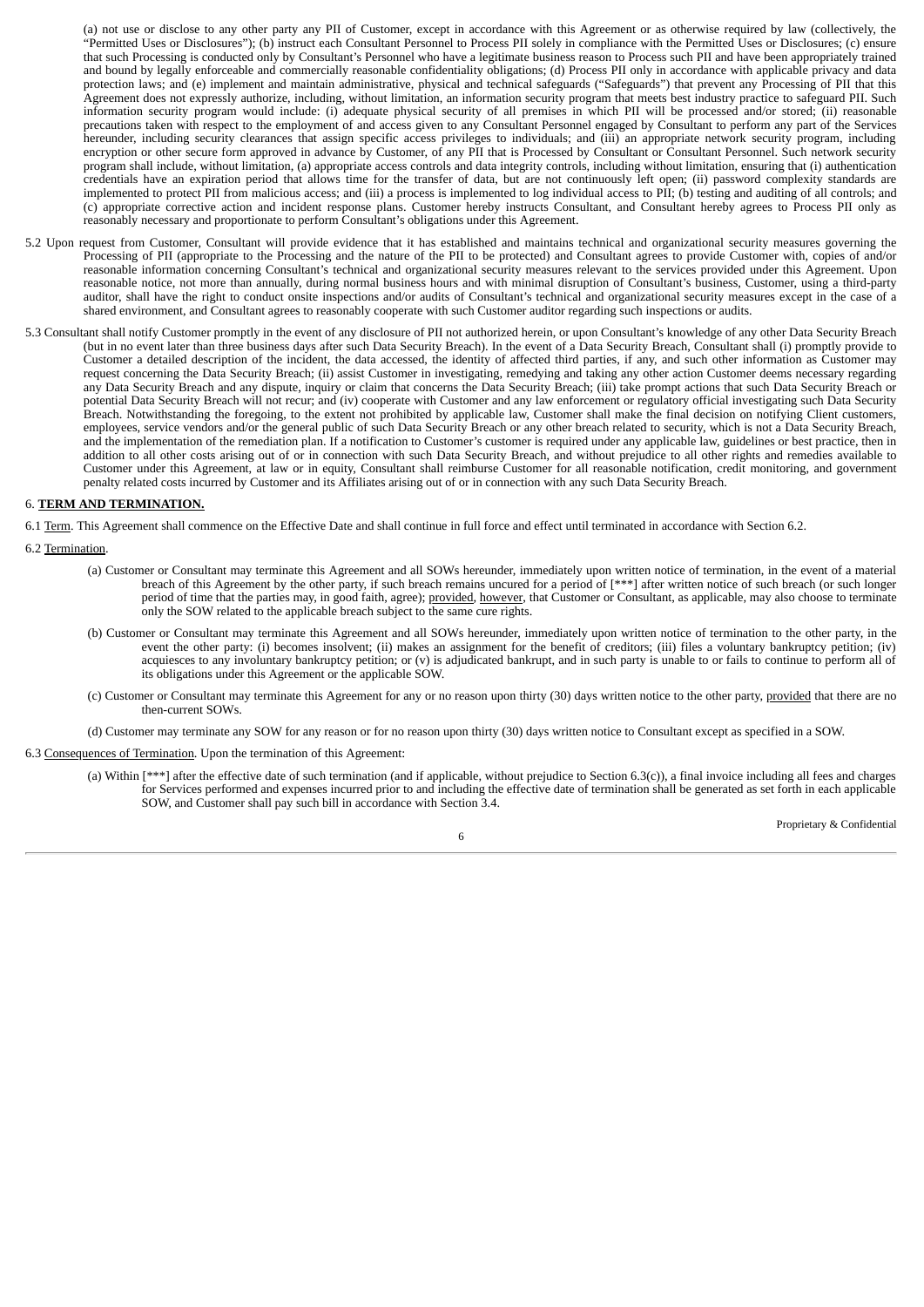(a) not use or disclose to any other party any PII of Customer, except in accordance with this Agreement or as otherwise required by law (collectively, the "Permitted Uses or Disclosures"); (b) instruct each Consultant Personnel to Process PII solely in compliance with the Permitted Uses or Disclosures; (c) ensure that such Processing is conducted only by Consultant's Personnel who have a legitimate business reason to Process such PII and have been appropriately trained and bound by legally enforceable and commercially reasonable confidentiality obligations; (d) Process PII only in accordance with applicable privacy and data protection laws; and (e) implement and maintain administrative, physical and technical safeguards ("Safeguards") that prevent any Processing of PII that this Agreement does not expressly authorize, including, without limitation, an information security program that meets best industry practice to safeguard PII. Such information security program would include: (i) adequate physical security of all premises in which PII will be processed and/or stored; (ii) reasonable precautions taken with respect to the employment of and access given to any Consultant Personnel engaged by Consultant to perform any part of the Services hereunder, including security clearances that assign specific access privileges to individuals; and (iii) an appropriate network security program, including encryption or other secure form approved in advance by Customer, of any PII that is Processed by Consultant or Consultant Personnel. Such network security program shall include, without limitation, (a) appropriate access controls and data integrity controls, including without limitation, ensuring that (i) authentication credentials have an expiration period that allows time for the transfer of data, but are not continuously left open; (ii) password complexity standards are implemented to protect PII from malicious access; and (iii) a process is implemented to log individual access to PII; (b) testing and auditing of all controls; and (c) appropriate corrective action and incident response plans. Customer hereby instructs Consultant, and Consultant hereby agrees to Process PII only as reasonably necessary and proportionate to perform Consultant's obligations under this Agreement.

5.2 Upon request from Customer, Consultant will provide evidence that it has established and maintains technical and organizational security measures governing the Processing of PII (appropriate to the Processing and the nature of the PII to be protected) and Consultant agrees to provide Customer with, copies of and/or reasonable information concerning Consultant's technical and organizational security measures relevant to the services provided under this Agreement. Upon reasonable notice, not more than annually, during normal business hours and with minimal disruption of Consultant's business, Customer, using a third-party auditor, shall have the right to conduct onsite inspections and/or audits of Consultant's technical and organizational security measures except in the case of a shared environment, and Consultant agrees to reasonably cooperate with such Customer auditor regarding such inspections or audits.

5.3 Consultant shall notify Customer promptly in the event of any disclosure of PII not authorized herein, or upon Consultant's knowledge of any other Data Security Breach (but in no event later than three business days after such Data Security Breach). In the event of a Data Security Breach, Consultant shall (i) promptly provide to Customer a detailed description of the incident, the data accessed, the identity of affected third parties, if any, and such other information as Customer may request concerning the Data Security Breach; (ii) assist Customer in investigating, remedying and taking any other action Customer deems necessary regarding any Data Security Breach and any dispute, inquiry or claim that concerns the Data Security Breach; (iii) take prompt actions that such Data Security Breach or potential Data Security Breach will not recur; and (iv) cooperate with Customer and any law enforcement or regulatory official investigating such Data Security Breach. Notwithstanding the foregoing, to the extent not prohibited by applicable law, Customer shall make the final decision on notifying Client customers, employees, service vendors and/or the general public of such Data Security Breach or any other breach related to security, which is not a Data Security Breach, and the implementation of the remediation plan. If a notification to Customer's customer is required under any applicable law, guidelines or best practice, then in addition to all other costs arising out of or in connection with such Data Security Breach, and without prejudice to all other rights and remedies available to Customer under this Agreement, at law or in equity, Consultant shall reimburse Customer for all reasonable notification, credit monitoring, and government penalty related costs incurred by Customer and its Affiliates arising out of or in connection with any such Data Security Breach.

6. **TERM AND TERMINATION.**

6.1 Term. This Agreement shall commence on the Effective Date and shall continue in full force and effect until terminated in accordance with Section 6.2.

6.2 Termination.

(a) Customer or Consultant may terminate this Agreement and all SOWs hereunder, immediately upon written notice of termination, in the event of a material breach of this Agreement by the other party, if such breach remains uncured for a period of [***] after written notice of such breach (or such longer period of time that the parties may, in good faith, agree); provided, however, that Customer or Consultant, as applicable, may also choose to terminate only the SOW related to the applicable breach subject to the same cure rights.

(b) Customer or Consultant may terminate this Agreement and all SOWs hereunder, immediately upon written notice of termination to the other party, in the event the other party: (i) becomes insolvent; (ii) makes an assignment for the benefit of creditors; (iii) files a voluntary bankruptcy petition; (iv) acquiesces to any involuntary bankruptcy petition; or (v) is adjudicated bankrupt, and in such party is unable to or fails to continue to perform all of its obligations under this Agreement or the applicable SOW.

(c) Customer or Consultant may terminate this Agreement for any or no reason upon thirty (30) days written notice to the other party, provided that there are no then-current SOWs.

(d) Customer may terminate any SOW for any reason or for no reason upon thirty (30) days written notice to Consultant except as specified in a SOW.

6.3 Consequences of Termination. Upon the termination of this Agreement:

(a) Within [***] after the effective date of such termination (and if applicable, without prejudice to Section 6.3(c)), a final invoice including all fees and charges for Services performed and expenses incurred prior to and including the effective date of termination shall be generated as set forth in each applicable SOW, and Customer shall pay such bill in accordance with Section 3.4.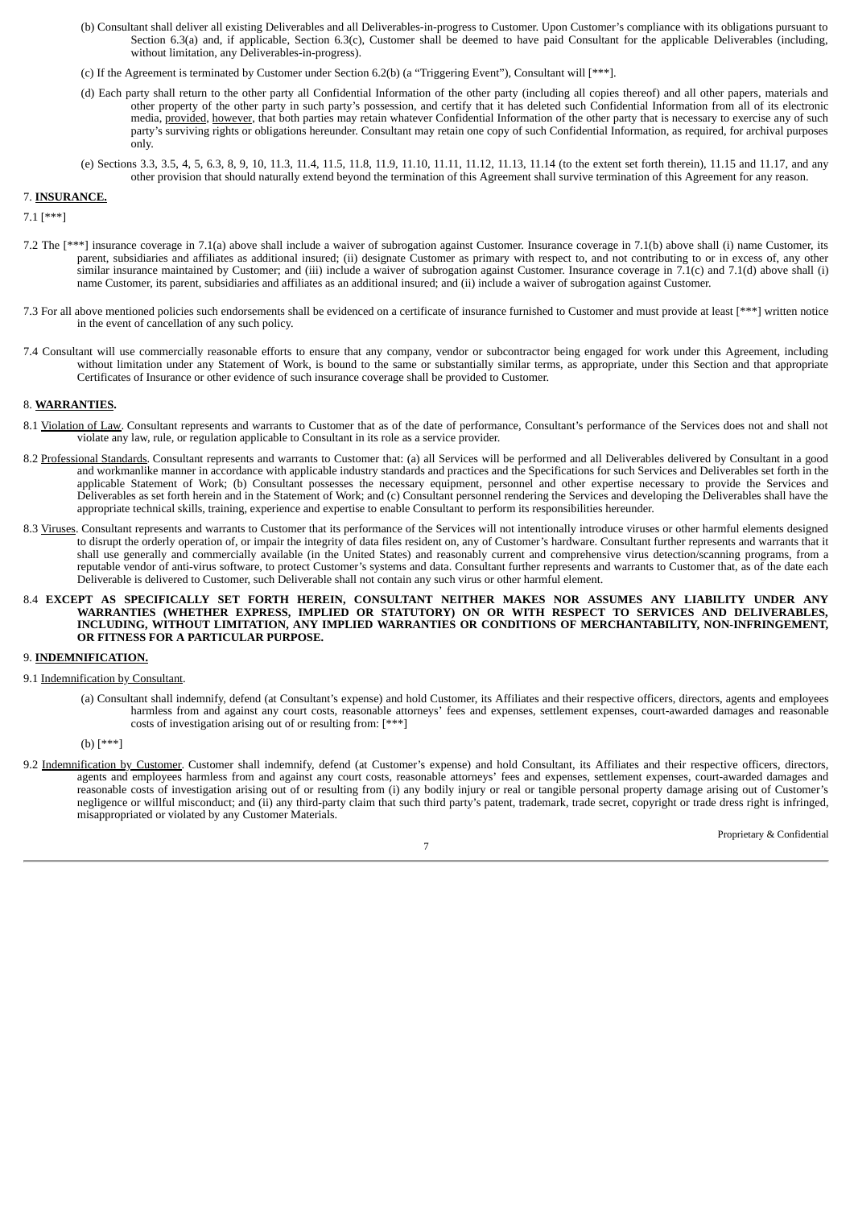(b) Consultant shall deliver all existing Deliverables and all Deliverables-in-progress to Customer. Upon Customer's compliance with its obligations pursuant to Section 6.3(a) and, if applicable, Section 6.3(c), Customer shall be deemed to have paid Consultant for the applicable Deliverables (including, without limitation, any Deliverables-in-progress).

(c) If the Agreement is terminated by Customer under Section 6.2(b) (a "Triggering Event"), Consultant will [***].

(d) Each party shall return to the other party all Confidential Information of the other party (including all copies thereof) and all other papers, materials and other property of the other party in such party's possession, and certify that it has deleted such Confidential Information from all of its electronic media, provided, however, that both parties may retain whatever Confidential Information of the other party that is necessary to exercise any of such party's surviving rights or obligations hereunder. Consultant may retain one copy of such Confidential Information, as required, for archival purposes only.

(e) Sections 3.3, 3.5, 4, 5, 6.3, 8, 9, 10, 11.3, 11.4, 11.5, 11.8, 11.9, 11.10, 11.11, 11.12, 11.13, 11.14 (to the extent set forth therein), 11.15 and 11.17, and any other provision that should naturally extend beyond the termination of this Agreement shall survive termination of this Agreement for any reason.

7. **INSURANCE.**

7.1 [***]

7.2 The [***] insurance coverage in 7.1(a) above shall include a waiver of subrogation against Customer. Insurance coverage in 7.1(b) above shall (i) name Customer, its parent, subsidiaries and affiliates as additional insured; (ii) designate Customer as primary with respect to, and not contributing to or in excess of, any other similar insurance maintained by Customer; and (iii) include a waiver of subrogation against Customer. Insurance coverage in 7.1(c) and 7.1(d) above shall (i) name Customer, its parent, subsidiaries and affiliates as an additional insured; and (ii) include a waiver of subrogation against Customer.

7.3 For all above mentioned policies such endorsements shall be evidenced on a certificate of insurance furnished to Customer and must provide at least [***] written notice in the event of cancellation of any such policy.

7.4 Consultant will use commercially reasonable efforts to ensure that any company, vendor or subcontractor being engaged for work under this Agreement, including without limitation under any Statement of Work, is bound to the same or substantially similar terms, as appropriate, under this Section and that appropriate Certificates of Insurance or other evidence of such insurance coverage shall be provided to Customer.

8. **WARRANTIES.**

8.1 Violation of Law. Consultant represents and warrants to Customer that as of the date of performance, Consultant's performance of the Services does not and shall not violate any law, rule, or regulation applicable to Consultant in its role as a service provider.

8.2 Professional Standards. Consultant represents and warrants to Customer that: (a) all Services will be performed and all Deliverables delivered by Consultant in a good and workmanlike manner in accordance with applicable industry standards and practices and the Specifications for such Services and Deliverables set forth in the applicable Statement of Work; (b) Consultant possesses the necessary equipment, personnel and other expertise necessary to provide the Services and Deliverables as set forth herein and in the Statement of Work; and (c) Consultant personnel rendering the Services and developing the Deliverables shall have the appropriate technical skills, training, experience and expertise to enable Consultant to perform its responsibilities hereunder.

8.3 Viruses. Consultant represents and warrants to Customer that its performance of the Services will not intentionally introduce viruses or other harmful elements designed to disrupt the orderly operation of, or impair the integrity of data files resident on, any of Customer's hardware. Consultant further represents and warrants that it shall use generally and commercially available (in the United States) and reasonably current and comprehensive virus detection/scanning programs, from a reputable vendor of anti-virus software, to protect Customer's systems and data. Consultant further represents and warrants to Customer that, as of the date each Deliverable is delivered to Customer, such Deliverable shall not contain any such virus or other harmful element.

8.4 **EXCEPT AS SPECIFICALLY SET FORTH HEREIN, CONSULTANT NEITHER MAKES NOR ASSUMES ANY LIABILITY UNDER ANY WARRANTIES (WHETHER EXPRESS, IMPLIED OR STATUTORY) ON OR WITH RESPECT TO SERVICES AND DELIVERABLES, INCLUDING, WITHOUT LIMITATION, ANY IMPLIED WARRANTIES OR CONDITIONS OF MERCHANTABILITY, NON-INFRINGEMENT, OR FITNESS FOR A PARTICULAR PURPOSE.**

9. **INDEMNIFICATION.**

9.1 Indemnification by Consultant.

(a) Consultant shall indemnify, defend (at Consultant's expense) and hold Customer, its Affiliates and their respective officers, directors, agents and employees harmless from and against any court costs, reasonable attorneys' fees and expenses, settlement expenses, court-awarded damages and reasonable costs of investigation arising out of or resulting from: [***]

(b) [***]

9.2 Indemnification by Customer. Customer shall indemnify, defend (at Customer's expense) and hold Consultant, its Affiliates and their respective officers, directors, agents and employees harmless from and against any court costs, reasonable attorneys' fees and expenses, settlement expenses, court-awarded damages and reasonable costs of investigation arising out of or resulting from (i) any bodily injury or real or tangible personal property damage arising out of Customer's negligence or willful misconduct; and (ii) any third-party claim that such third party's patent, trademark, trade secret, copyright or trade dress right is infringed, misappropriated or violated by any Customer Materials.

Proprietary & Confidential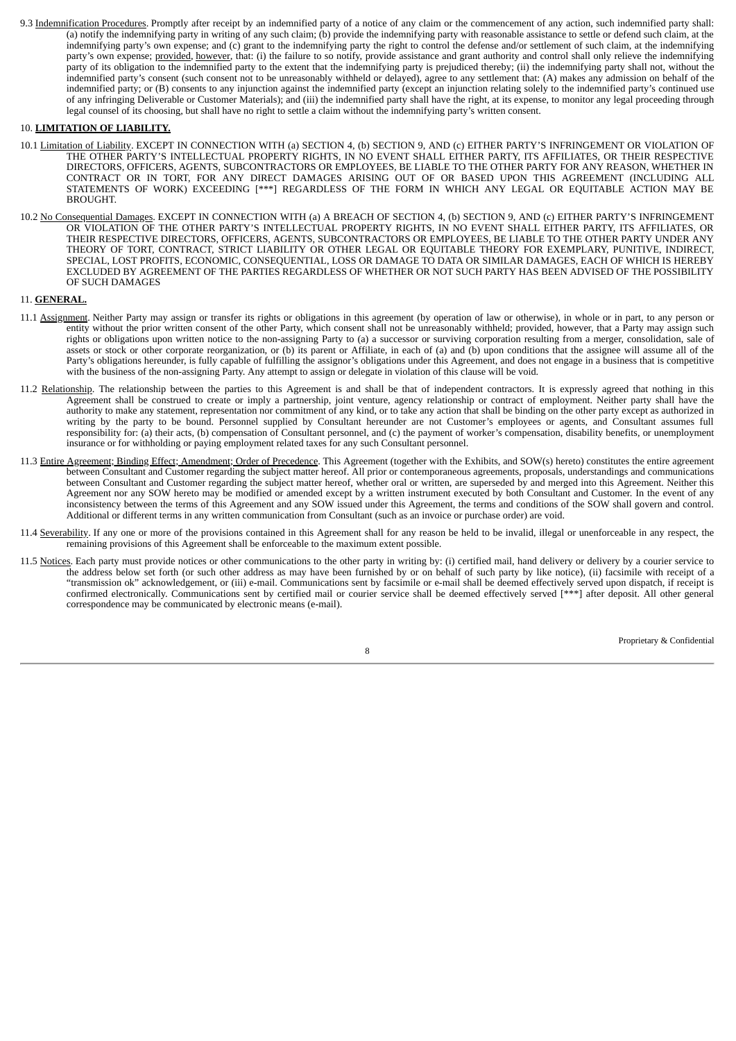9.3 Indemnification Procedures. Promptly after receipt by an indemnified party of a notice of any claim or the commencement of any action, such indemnified party shall: (a) notify the indemnifying party in writing of any such claim; (b) provide the indemnifying party with reasonable assistance to settle or defend such claim, at the indemnifying party's own expense; and (c) grant to the indemnifying party the right to control the defense and/or settlement of such claim, at the indemnifying party's own expense; provided, however, that: (i) the failure to so notify, provide assistance and grant authority and control shall only relieve the indemnifying party of its obligation to the indemnified party to the extent that the indemnifying party is prejudiced thereby; (ii) the indemnifying party shall not, without the indemnified party's consent (such consent not to be unreasonably withheld or delayed), agree to any settlement that: (A) makes any admission on behalf of the indemnified party; or (B) consents to any injunction against the indemnified party (except an injunction relating solely to the indemnified party's continued use of any infringing Deliverable or Customer Materials); and (iii) the indemnified party shall have the right, at its expense, to monitor any legal proceeding through legal counsel of its choosing, but shall have no right to settle a claim without the indemnifying party's written consent.

## 10. LIMITATION OF LIABILITY.

10.1 Limitation of Liability. EXCEPT IN CONNECTION WITH (a) SECTION 4, (b) SECTION 9, AND (c) EITHER PARTY'S INFRINGEMENT OR VIOLATION OF THE OTHER PARTY'S INTELLECTUAL PROPERTY RIGHTS, IN NO EVENT SHALL EITHER PARTY, ITS AFFILIATES, OR THEIR RESPECTIVE DIRECTORS, OFFICERS, AGENTS, SUBCONTRACTORS OR EMPLOYEES, BE LIABLE TO THE OTHER PARTY FOR ANY REASON, WHETHER IN CONTRACT OR IN TORT, FOR ANY DIRECT DAMAGES ARISING OUT OF OR BASED UPON THIS AGREEMENT (INCLUDING ALL STATEMENTS OF WORK) EXCEEDING [***] REGARDLESS OF THE FORM IN WHICH ANY LEGAL OR EQUITABLE ACTION MAY BE BROUGHT.

10.2 No Consequential Damages. EXCEPT IN CONNECTION WITH (a) A BREACH OF SECTION 4, (b) SECTION 9, AND (c) EITHER PARTY'S INFRINGEMENT OR VIOLATION OF THE OTHER PARTY'S INTELLECTUAL PROPERTY RIGHTS, IN NO EVENT SHALL EITHER PARTY, ITS AFFILIATES, OR THEIR RESPECTIVE DIRECTORS, OFFICERS, AGENTS, SUBCONTRACTORS OR EMPLOYEES, BE LIABLE TO THE OTHER PARTY UNDER ANY THEORY OF TORT, CONTRACT, STRICT LIABILITY OR OTHER LEGAL OR EQUITABLE THEORY FOR EXEMPLARY, PUNITIVE, INDIRECT, SPECIAL, LOST PROFITS, ECONOMIC, CONSEQUENTIAL, LOSS OR DAMAGE TO DATA OR SIMILAR DAMAGES, EACH OF WHICH IS HEREBY EXCLUDED BY AGREEMENT OF THE PARTIES REGARDLESS OF WHETHER OR NOT SUCH PARTY HAS BEEN ADVISED OF THE POSSIBILITY OF SUCH DAMAGES

## 11. GENERAL.

11.1 Assignment. Neither Party may assign or transfer its rights or obligations in this agreement (by operation of law or otherwise), in whole or in part, to any person or entity without the prior written consent of the other Party, which consent shall not be unreasonably withheld; provided, however, that a Party may assign such rights or obligations upon written notice to the non-assigning Party to (a) a successor or surviving corporation resulting from a merger, consolidation, sale of assets or stock or other corporate reorganization, or (b) its parent or Affiliate, in each of (a) and (b) upon conditions that the assignee will assume all of the Party's obligations hereunder, is fully capable of fulfilling the assignor's obligations under this Agreement, and does not engage in a business that is competitive with the business of the non-assigning Party. Any attempt to assign or delegate in violation of this clause will be void.

11.2 Relationship. The relationship between the parties to this Agreement is and shall be that of independent contractors. It is expressly agreed that nothing in this Agreement shall be construed to create or imply a partnership, joint venture, agency relationship or contract of employment. Neither party shall have the authority to make any statement, representation nor commitment of any kind, or to take any action that shall be binding on the other party except as authorized in writing by the party to be bound. Personnel supplied by Consultant hereunder are not Customer's employees or agents, and Consultant assumes full responsibility for: (a) their acts, (b) compensation of Consultant personnel, and (c) the payment of worker's compensation, disability benefits, or unemployment insurance or for withholding or paying employment related taxes for any such Consultant personnel.

11.3 Entire Agreement; Binding Effect; Amendment; Order of Precedence. This Agreement (together with the Exhibits, and SOW(s) hereto) constitutes the entire agreement between Consultant and Customer regarding the subject matter hereof. All prior or contemporaneous agreements, proposals, understandings and communications between Consultant and Customer regarding the subject matter hereof, whether oral or written, are superseded by and merged into this Agreement. Neither this Agreement nor any SOW hereto may be modified or amended except by a written instrument executed by both Consultant and Customer. In the event of any inconsistency between the terms of this Agreement and any SOW issued under this Agreement, the terms and conditions of the SOW shall govern and control. Additional or different terms in any written communication from Consultant (such as an invoice or purchase order) are void.

11.4 Severability. If any one or more of the provisions contained in this Agreement shall for any reason be held to be invalid, illegal or unenforceable in any respect, the remaining provisions of this Agreement shall be enforceable to the maximum extent possible.

11.5 Notices. Each party must provide notices or other communications to the other party in writing by: (i) certified mail, hand delivery or delivery by a courier service to the address below set forth (or such other address as may have been furnished by or on behalf of such party by like notice), (ii) facsimile with receipt of a "transmission ok" acknowledgement, or (iii) e-mail. Communications sent by facsimile or e-mail shall be deemed effectively served upon dispatch, if receipt is confirmed electronically. Communications sent by certified mail or courier service shall be deemed effectively served [***] after deposit. All other general correspondence may be communicated by electronic means (e-mail).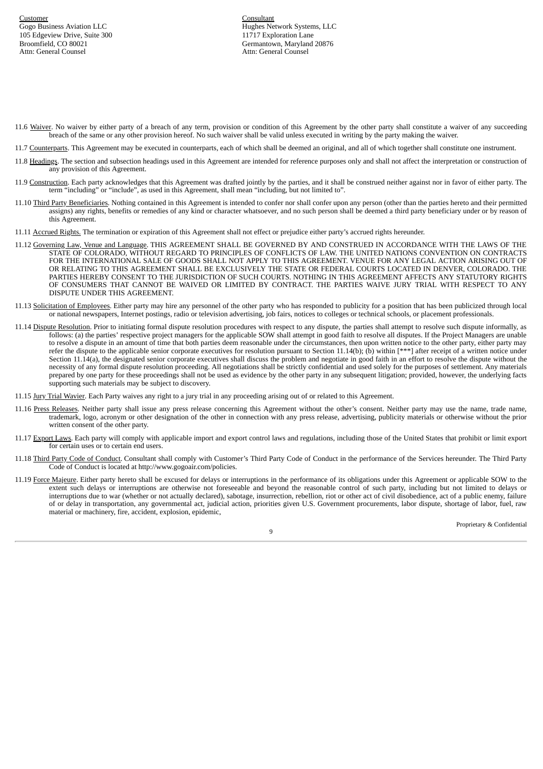| Customer | Consultant |
| --- | --- |
| Gogo Business Aviation LLC | Hughes Network Systems, LLC |
| 105 Edgeview Drive, Suite 300 | 11717 Exploration Lane |
| Broomfield, CO 80021 | Germantown, Maryland 20876 |
| Attn: General Counsel | Attn: General Counsel |

11.6 Waiver. No waiver by either party of a breach of any term, provision or condition of this Agreement by the other party shall constitute a waiver of any succeeding breach of the same or any other provision hereof. No such waiver shall be valid unless executed in writing by the party making the waiver.

11.7 Counterparts. This Agreement may be executed in counterparts, each of which shall be deemed an original, and all of which together shall constitute one instrument.

11.8 Headings. The section and subsection headings used in this Agreement are intended for reference purposes only and shall not affect the interpretation or construction of any provision of this Agreement.

11.9 Construction. Each party acknowledges that this Agreement was drafted jointly by the parties, and it shall be construed neither against nor in favor of either party. The term "including" or "include", as used in this Agreement, shall mean "including, but not limited to".

11.10 Third Party Beneficiaries. Nothing contained in this Agreement is intended to confer nor shall confer upon any person (other than the parties hereto and their permitted assigns) any rights, benefits or remedies of any kind or character whatsoever, and no such person shall be deemed a third party beneficiary under or by reason of this Agreement.

11.11 Accrued Rights. The termination or expiration of this Agreement shall not effect or prejudice either party's accrued rights hereunder.

11.12 Governing Law, Venue and Language. THIS AGREEMENT SHALL BE GOVERNED BY AND CONSTRUED IN ACCORDANCE WITH THE LAWS OF THE STATE OF COLORADO, WITHOUT REGARD TO PRINCIPLES OF CONFLICTS OF LAW. THE UNITED NATIONS CONVENTION ON CONTRACTS FOR THE INTERNATIONAL SALE OF GOODS SHALL NOT APPLY TO THIS AGREEMENT. VENUE FOR ANY LEGAL ACTION ARISING OUT OF OR RELATING TO THIS AGREEMENT SHALL BE EXCLUSIVELY THE STATE OR FEDERAL COURTS LOCATED IN DENVER, COLORADO. THE PARTIES HEREBY CONSENT TO THE JURISDICTION OF SUCH COURTS. NOTHING IN THIS AGREEMENT AFFECTS ANY STATUTORY RIGHTS OF CONSUMERS THAT CANNOT BE WAIVED OR LIMITED BY CONTRACT. THE PARTIES WAIVE JURY TRIAL WITH RESPECT TO ANY DISPUTE UNDER THIS AGREEMENT.

11.13 Solicitation of Employees. Either party may hire any personnel of the other party who has responded to publicity for a position that has been publicized through local or national newspapers, Internet postings, radio or television advertising, job fairs, notices to colleges or technical schools, or placement professionals.

11.14 Dispute Resolution. Prior to initiating formal dispute resolution procedures with respect to any dispute, the parties shall attempt to resolve such dispute informally, as follows: (a) the parties' respective project managers for the applicable SOW shall attempt in good faith to resolve all disputes. If the Project Managers are unable to resolve a dispute in an amount of time that both parties deem reasonable under the circumstances, then upon written notice to the other party, either party may refer the dispute to the applicable senior corporate executives for resolution pursuant to Section 11.14(b); (b) within [***] after receipt of a written notice under Section 11.14(a), the designated senior corporate executives shall discuss the problem and negotiate in good faith in an effort to resolve the dispute without the necessity of any formal dispute resolution proceeding. All negotiations shall be strictly confidential and used solely for the purposes of settlement. Any materials prepared by one party for these proceedings shall not be used as evidence by the other party in any subsequent litigation; provided, however, the underlying facts supporting such materials may be subject to discovery.

11.15 Jury Trial Wavier. Each Party waives any right to a jury trial in any proceeding arising out of or related to this Agreement.

11.16 Press Releases. Neither party shall issue any press release concerning this Agreement without the other's consent. Neither party may use the name, trade name, trademark, logo, acronym or other designation of the other in connection with any press release, advertising, publicity materials or otherwise without the prior written consent of the other party.

11.17 Export Laws. Each party will comply with applicable import and export control laws and regulations, including those of the United States that prohibit or limit export for certain uses or to certain end users.

11.18 Third Party Code of Conduct. Consultant shall comply with Customer's Third Party Code of Conduct in the performance of the Services hereunder. The Third Party Code of Conduct is located at http://www.gogoair.com/policies.

11.19 Force Majeure. Either party hereto shall be excused for delays or interruptions in the performance of its obligations under this Agreement or applicable SOW to the extent such delays or interruptions are otherwise not foreseeable and beyond the reasonable control of such party, including but not limited to delays or interruptions due to war (whether or not actually declared), sabotage, insurrection, rebellion, riot or other act of civil disobedience, act of a public enemy, failure of or delay in transportation, any governmental act, judicial action, priorities given U.S. Government procurements, labor dispute, shortage of labor, fuel, raw material or machinery, fire, accident, explosion, epidemic,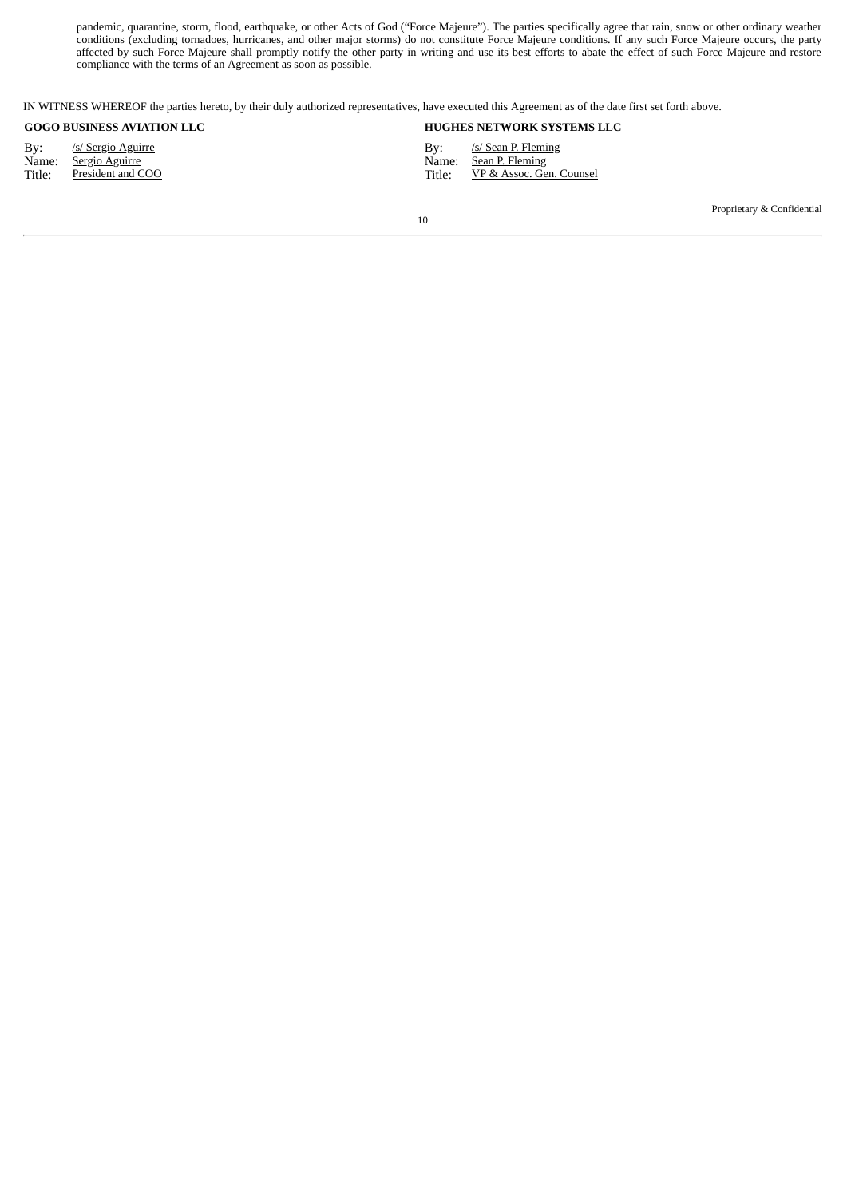pandemic, quarantine, storm, flood, earthquake, or other Acts of God ("Force Majeure"). The parties specifically agree that rain, snow or other ordinary weather conditions (excluding tornadoes, hurricanes, and other major storms) do not constitute Force Majeure conditions. If any such Force Majeure occurs, the party affected by such Force Majeure shall promptly notify the other party in writing and use its best efforts to abate the effect of such Force Majeure and restore compliance with the terms of an Agreement as soon as possible.

IN WITNESS WHEREOF the parties hereto, by their duly authorized representatives, have executed this Agreement as of the date first set forth above.

**GOGO BUSINESS AVIATION LLC**

By: /s/ Sergio Aguirre
Name: Sergio Aguirre
Title: President and COO

**HUGHES NETWORK SYSTEMS LLC**

By: /s/ Sean P. Fleming
Name: Sean P. Fleming
Title: VP & Assoc. Gen. Counsel

Proprietary & Confidential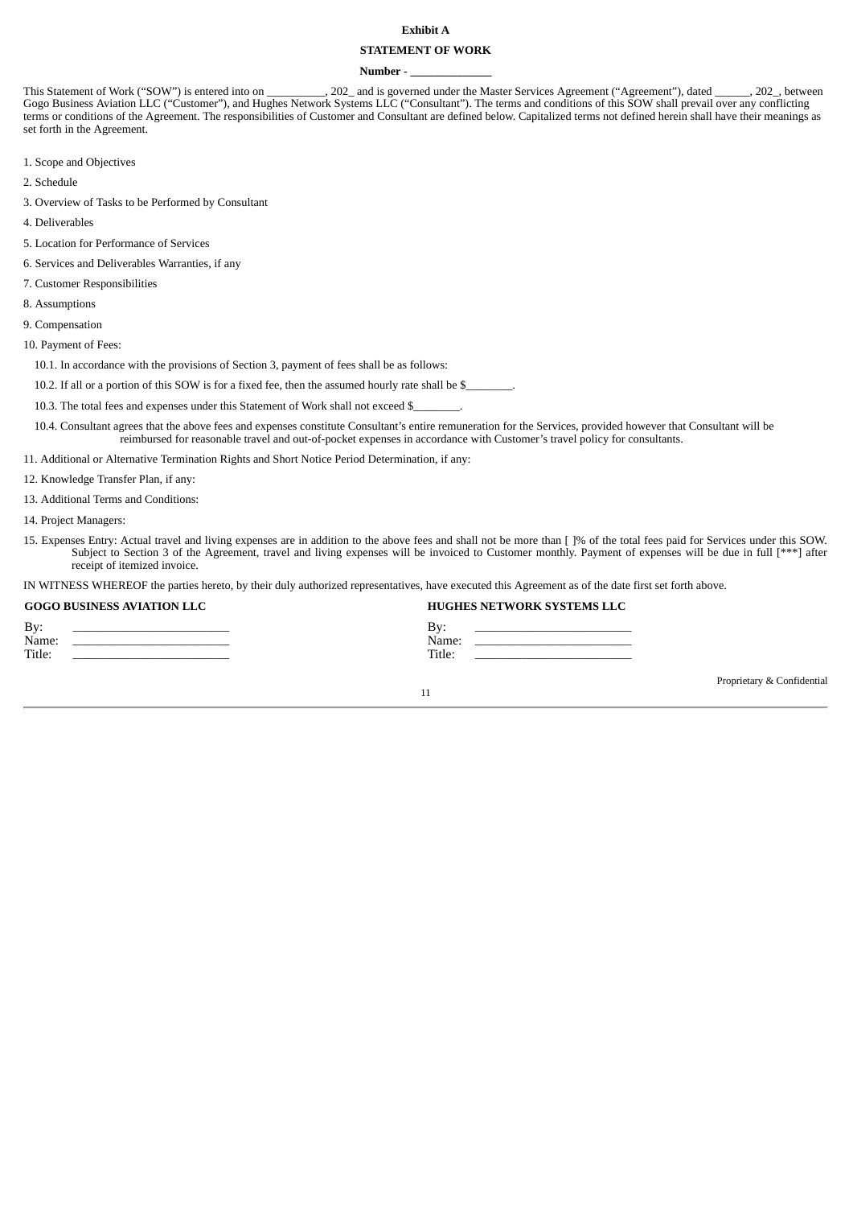**Exhibit A**

**STATEMENT OF WORK**

**Number - ______________**

This Statement of Work ("SOW") is entered into on __________, 202_ and is governed under the Master Services Agreement ("Agreement"), dated ______, 202_, between Gogo Business Aviation LLC ("Customer"), and Hughes Network Systems LLC ("Consultant"). The terms and conditions of this SOW shall prevail over any conflicting terms or conditions of the Agreement. The responsibilities of Customer and Consultant are defined below. Capitalized terms not defined herein shall have their meanings as set forth in the Agreement.

1. Scope and Objectives

2. Schedule

3. Overview of Tasks to be Performed by Consultant

4. Deliverables

5. Location for Performance of Services

6. Services and Deliverables Warranties, if any

7. Customer Responsibilities

8. Assumptions

9. Compensation

10. Payment of Fees:

   10.1. In accordance with the provisions of Section 3, payment of fees shall be as follows:

   10.2. If all or a portion of this SOW is for a fixed fee, then the assumed hourly rate shall be $________.

   10.3. The total fees and expenses under this Statement of Work shall not exceed $________.

   10.4. Consultant agrees that the above fees and expenses constitute Consultant's entire remuneration for the Services, provided however that Consultant will be reimbursed for reasonable travel and out-of-pocket expenses in accordance with Customer's travel policy for consultants.

11. Additional or Alternative Termination Rights and Short Notice Period Determination, if any:

12. Knowledge Transfer Plan, if any:

13. Additional Terms and Conditions:

14. Project Managers:

15. Expenses Entry: Actual travel and living expenses are in addition to the above fees and shall not be more than [ ]% of the total fees paid for Services under this SOW. Subject to Section 3 of the Agreement, travel and living expenses will be invoiced to Customer monthly. Payment of expenses will be due in full [***] after receipt of itemized invoice.

IN WITNESS WHEREOF the parties hereto, by their duly authorized representatives, have executed this Agreement as of the date first set forth above.

| **GOGO BUSINESS AVIATION LLC** | **HUGHES NETWORK SYSTEMS LLC** |
|---|---|
| By: _________________________ | By: _________________________ |
| Name: _________________________ | Name: _________________________ |
| Title: _________________________ | Title: _________________________ |

Proprietary & Confidential